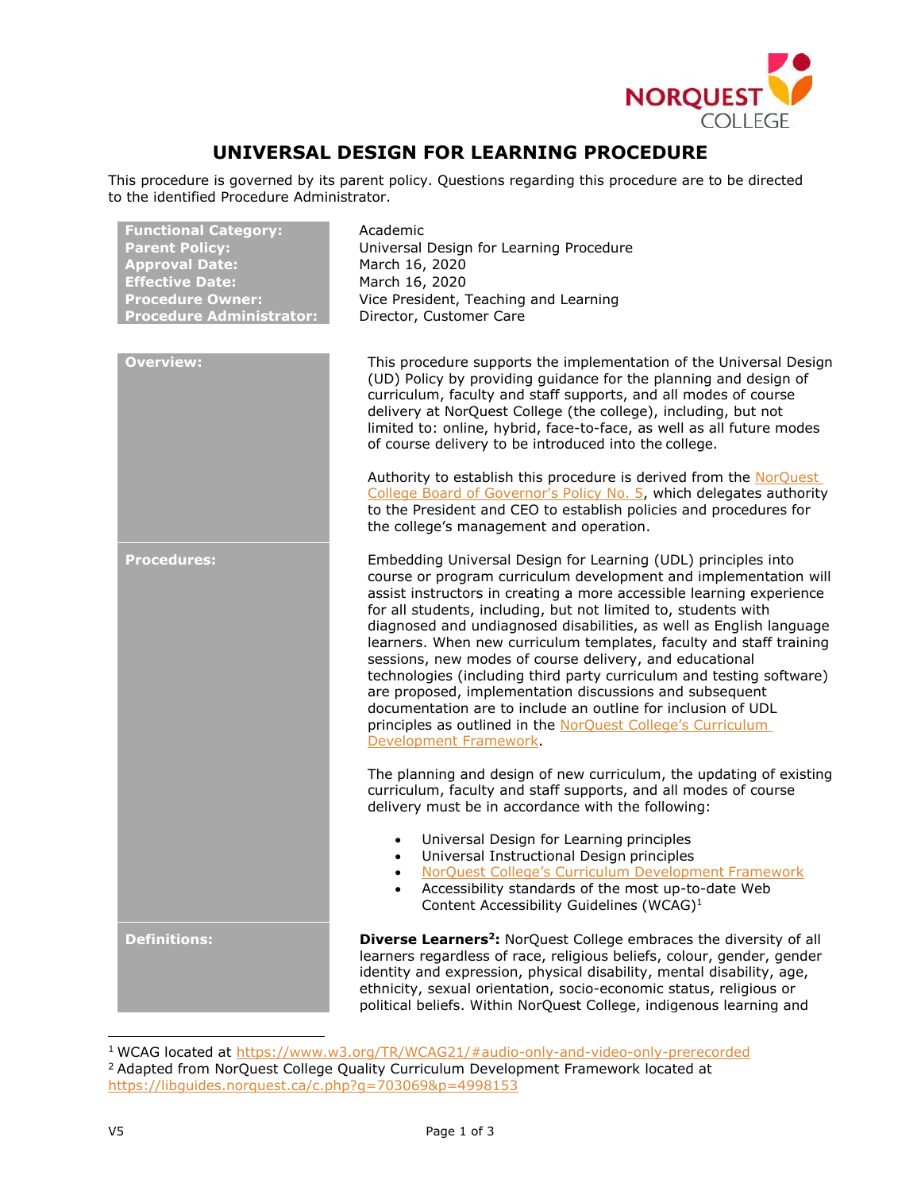# UNIVERSAL DESIGN FOR LEARNING PROCEDURE

This procedure is governed by its parent policy. Questions regarding this procedure are to be directed to the identified Procedure Administrator.

| | |
|---|---|
| **Functional Category:** | Academic |
| **Parent Policy:** | Universal Design for Learning Procedure |
| **Approval Date:** | March 16, 2020 |
| **Effective Date:** | March 16, 2020 |
| **Procedure Owner:** | Vice President, Teaching and Learning |
| **Procedure Administrator:** | Director, Customer Care |

**Overview:**

This procedure supports the implementation of the Universal Design (UD) Policy by providing guidance for the planning and design of curriculum, faculty and staff supports, and all modes of course delivery at NorQuest College (the college), including, but not limited to: online, hybrid, face-to-face, as well as all future modes of course delivery to be introduced into the college.

Authority to establish this procedure is derived from the NorQuest College Board of Governor's Policy No. 5, which delegates authority to the President and CEO to establish policies and procedures for the college's management and operation.

**Procedures:**

Embedding Universal Design for Learning (UDL) principles into course or program curriculum development and implementation will assist instructors in creating a more accessible learning experience for all students, including, but not limited to, students with diagnosed and undiagnosed disabilities, as well as English language learners. When new curriculum templates, faculty and staff training sessions, new modes of course delivery, and educational technologies (including third party curriculum and testing software) are proposed, implementation discussions and subsequent documentation are to include an outline for inclusion of UDL principles as outlined in the NorQuest College's Curriculum Development Framework.

The planning and design of new curriculum, the updating of existing curriculum, faculty and staff supports, and all modes of course delivery must be in accordance with the following:

- Universal Design for Learning principles
- Universal Instructional Design principles
- NorQuest College's Curriculum Development Framework
- Accessibility standards of the most up-to-date Web Content Accessibility Guidelines (WCAG)[1]

**Definitions:**

**Diverse Learners[2]:** NorQuest College embraces the diversity of all learners regardless of race, religious beliefs, colour, gender, gender identity and expression, physical disability, mental disability, age, ethnicity, sexual orientation, socio-economic status, religious or political beliefs. Within NorQuest College, indigenous learning and

---

[1] WCAG located at https://www.w3.org/TR/WCAG21/#audio-only-and-video-only-prerecorded

[2] Adapted from NorQuest College Quality Curriculum Development Framework located at https://libguides.norquest.ca/c.php?g=703069&p=4998153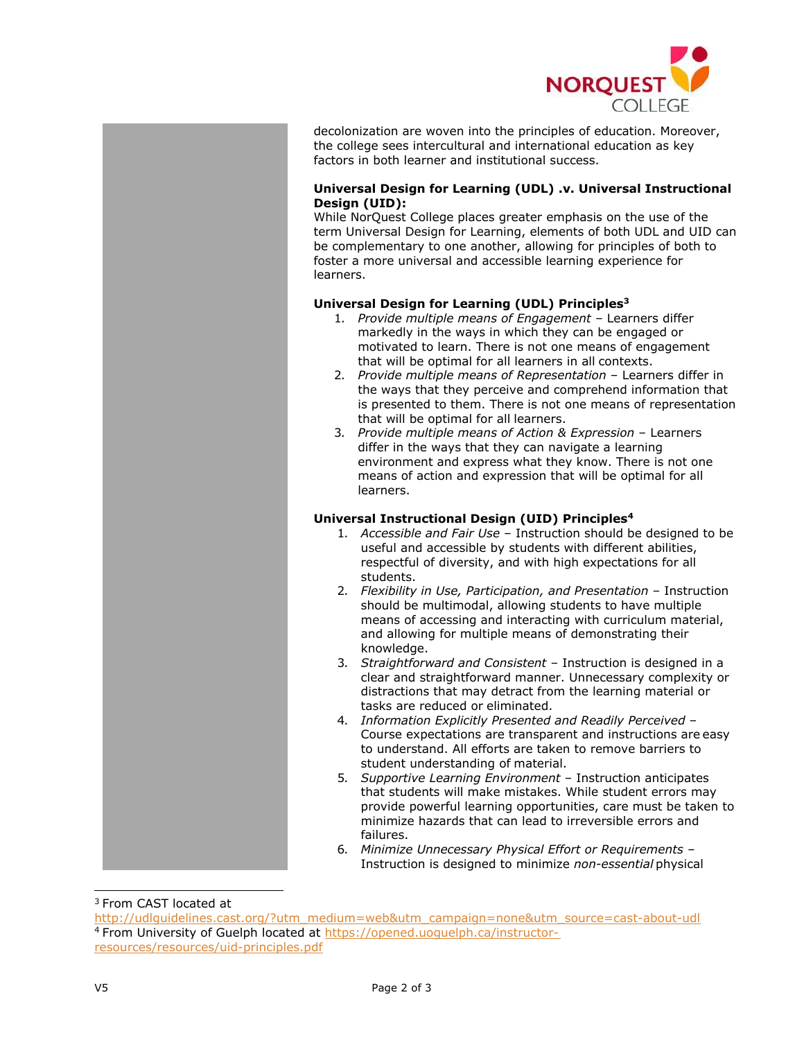decolonization are woven into the principles of education. Moreover, the college sees intercultural and international education as key factors in both learner and institutional success.

**Universal Design for Learning (UDL) .v. Universal Instructional Design (UID):**

While NorQuest College places greater emphasis on the use of the term Universal Design for Learning, elements of both UDL and UID can be complementary to one another, allowing for principles of both to foster a more universal and accessible learning experience for learners.

**Universal Design for Learning (UDL) Principles[3]**

1. *Provide multiple means of Engagement* – Learners differ markedly in the ways in which they can be engaged or motivated to learn. There is not one means of engagement that will be optimal for all learners in all contexts.
2. *Provide multiple means of Representation* – Learners differ in the ways that they perceive and comprehend information that is presented to them. There is not one means of representation that will be optimal for all learners.
3. *Provide multiple means of Action & Expression* – Learners differ in the ways that they can navigate a learning environment and express what they know. There is not one means of action and expression that will be optimal for all learners.

**Universal Instructional Design (UID) Principles[4]**

1. *Accessible and Fair Use* – Instruction should be designed to be useful and accessible by students with different abilities, respectful of diversity, and with high expectations for all students.
2. *Flexibility in Use, Participation, and Presentation* – Instruction should be multimodal, allowing students to have multiple means of accessing and interacting with curriculum material, and allowing for multiple means of demonstrating their knowledge.
3. *Straightforward and Consistent* – Instruction is designed in a clear and straightforward manner. Unnecessary complexity or distractions that may detract from the learning material or tasks are reduced or eliminated.
4. *Information Explicitly Presented and Readily Perceived* – Course expectations are transparent and instructions are easy to understand. All efforts are taken to remove barriers to student understanding of material.
5. *Supportive Learning Environment* – Instruction anticipates that students will make mistakes. While student errors may provide powerful learning opportunities, care must be taken to minimize hazards that can lead to irreversible errors and failures.
6. *Minimize Unnecessary Physical Effort or Requirements* – Instruction is designed to minimize *non-essential* physical

---

[3] From CAST located at http://udlguidelines.cast.org/?utm_medium=web&utm_campaign=none&utm_source=cast-about-udl

[4] From University of Guelph located at https://opened.uoguelph.ca/instructor-resources/resources/uid-principles.pdf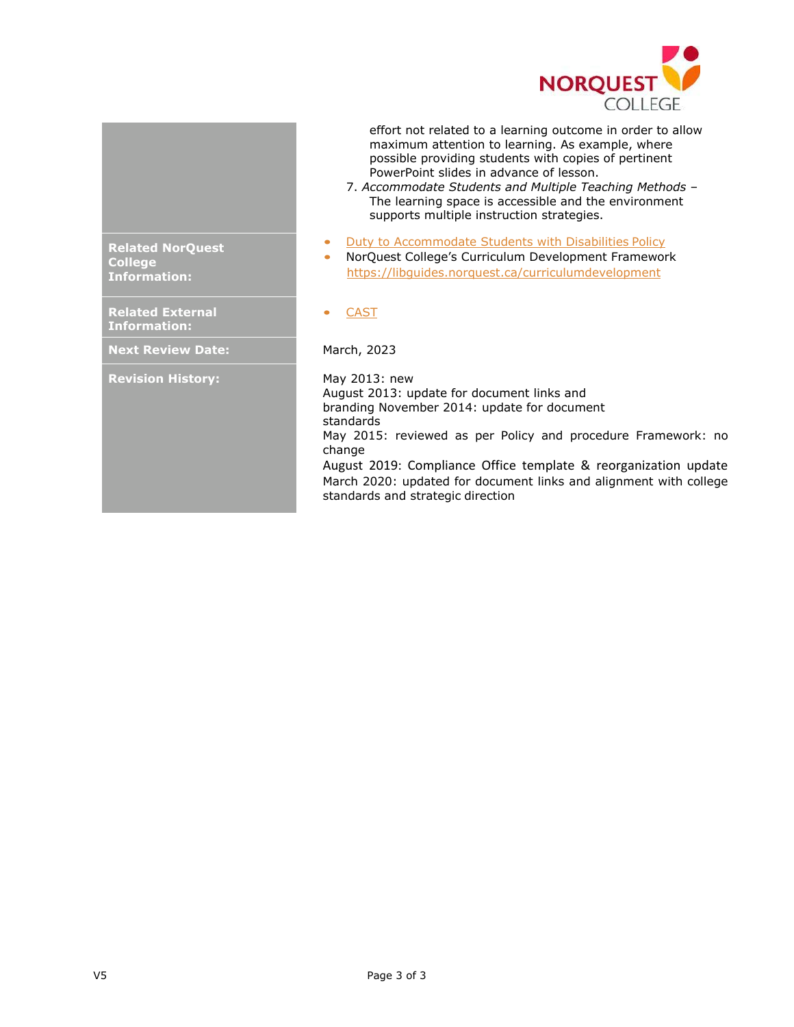| | |
|---|---|
| | effort not related to a learning outcome in order to allow maximum attention to learning. As example, where possible providing students with copies of pertinent PowerPoint slides in advance of lesson.<br>7. *Accommodate Students and Multiple Teaching Methods* – The learning space is accessible and the environment supports multiple instruction strategies. |
| **Related NorQuest College Information:** | • Duty to Accommodate Students with Disabilities Policy<br>• NorQuest College's Curriculum Development Framework https://libguides.norquest.ca/curriculumdevelopment |
| **Related External Information:** | • CAST |
| **Next Review Date:** | March, 2023 |
| **Revision History:** | May 2013: new<br>August 2013: update for document links and branding November 2014: update for document standards<br>May 2015: reviewed as per Policy and procedure Framework: no change<br>August 2019: Compliance Office template & reorganization update<br>March 2020: updated for document links and alignment with college standards and strategic direction |

V5